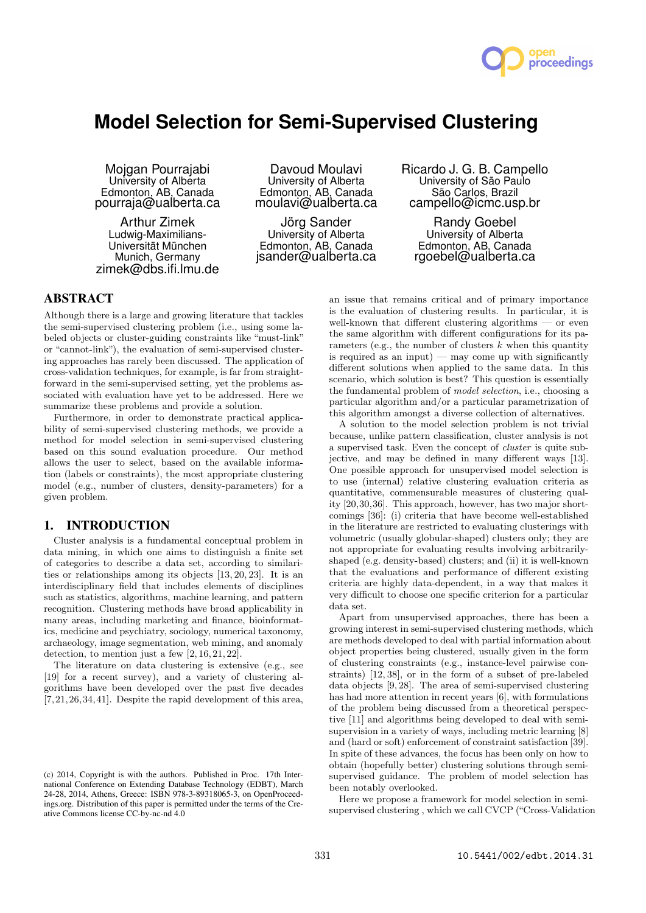# Model Selection for Semi-Supervised Clustering

Mojgan Pourrajabi
University of Alberta
Edmonton, AB, Canada
pourraja@ualberta.ca

Davoud Moulavi
University of Alberta
Edmonton, AB, Canada
moulavi@ualberta.ca

Ricardo J. G. B. Campello
University of São Paulo
São Carlos, Brazil
campello@icmc.usp.br

Arthur Zimek
Ludwig-Maximilians-Universität München
Munich, Germany
zimek@dbs.ifi.lmu.de

Jörg Sander
University of Alberta
Edmonton, AB, Canada
jsander@ualberta.ca

Randy Goebel
University of Alberta
Edmonton, AB, Canada
rgoebel@ualberta.ca

## ABSTRACT

Although there is a large and growing literature that tackles the semi-supervised clustering problem (i.e., using some labeled objects or cluster-guiding constraints like "must-link" or "cannot-link"), the evaluation of semi-supervised clustering approaches has rarely been discussed. The application of cross-validation techniques, for example, is far from straightforward in the semi-supervised setting, yet the problems associated with evaluation have yet to be addressed. Here we summarize these problems and provide a solution.

Furthermore, in order to demonstrate practical applicability of semi-supervised clustering methods, we provide a method for model selection in semi-supervised clustering based on this sound evaluation procedure. Our method allows the user to select, based on the available information (labels or constraints), the most appropriate clustering model (e.g., number of clusters, density-parameters) for a given problem.

## 1. INTRODUCTION

Cluster analysis is a fundamental conceptual problem in data mining, in which one aims to distinguish a finite set of categories to describe a data set, according to similarities or relationships among its objects [13, 20, 23]. It is an interdisciplinary field that includes elements of disciplines such as statistics, algorithms, machine learning, and pattern recognition. Clustering methods have broad applicability in many areas, including marketing and finance, bioinformatics, medicine and psychiatry, sociology, numerical taxonomy, archaeology, image segmentation, web mining, and anomaly detection, to mention just a few [2, 16, 21, 22].

The literature on data clustering is extensive (e.g., see [19] for a recent survey), and a variety of clustering algorithms have been developed over the past five decades [7, 21, 26, 34, 41]. Despite the rapid development of this area, an issue that remains critical and of primary importance is the evaluation of clustering results. In particular, it is well-known that different clustering algorithms — or even the same algorithm with different configurations for its parameters (e.g., the number of clusters $k$ when this quantity is required as an input) — may come up with significantly different solutions when applied to the same data. In this scenario, which solution is best? This question is essentially the fundamental problem of *model selection*, i.e., choosing a particular algorithm and/or a particular parametrization of this algorithm amongst a diverse collection of alternatives.

A solution to the model selection problem is not trivial because, unlike pattern classification, cluster analysis is not a supervised task. Even the concept of *cluster* is quite subjective, and may be defined in many different ways [13]. One possible approach for unsupervised model selection is to use (internal) relative clustering evaluation criteria as quantitative, commensurable measures of clustering quality [20,30,36]. This approach, however, has two major shortcomings [36]: (i) criteria that have become well-established in the literature are restricted to evaluating clusterings with volumetric (usually globular-shaped) clusters only; they are not appropriate for evaluating results involving arbitrarily-shaped (e.g. density-based) clusters; and (ii) it is well-known that the evaluations and performance of different existing criteria are highly data-dependent, in a way that makes it very difficult to choose one specific criterion for a particular data set.

Apart from unsupervised approaches, there has been a growing interest in semi-supervised clustering methods, which are methods developed to deal with partial information about object properties being clustered, usually given in the form of clustering constraints (e.g., instance-level pairwise constraints) [12, 38], or in the form of a subset of pre-labeled data objects [9, 28]. The area of semi-supervised clustering has had more attention in recent years [6], with formulations of the problem being discussed from a theoretical perspective [11] and algorithms being developed to deal with semi-supervision in a variety of ways, including metric learning [8] and (hard or soft) enforcement of constraint satisfaction [39]. In spite of these advances, the focus has been only on how to obtain (hopefully better) clustering solutions through semi-supervised guidance. The problem of model selection has been notably overlooked.

Here we propose a framework for model selection in semi-supervised clustering , which we call CVCP ("Cross-Validation

(c) 2014, Copyright is with the authors. Published in Proc. 17th International Conference on Extending Database Technology (EDBT), March 24-28, 2014, Athens, Greece: ISBN 978-3-89318065-3, on OpenProceedings.org. Distribution of this paper is permitted under the terms of the Creative Commons license CC-by-nc-nd 4.0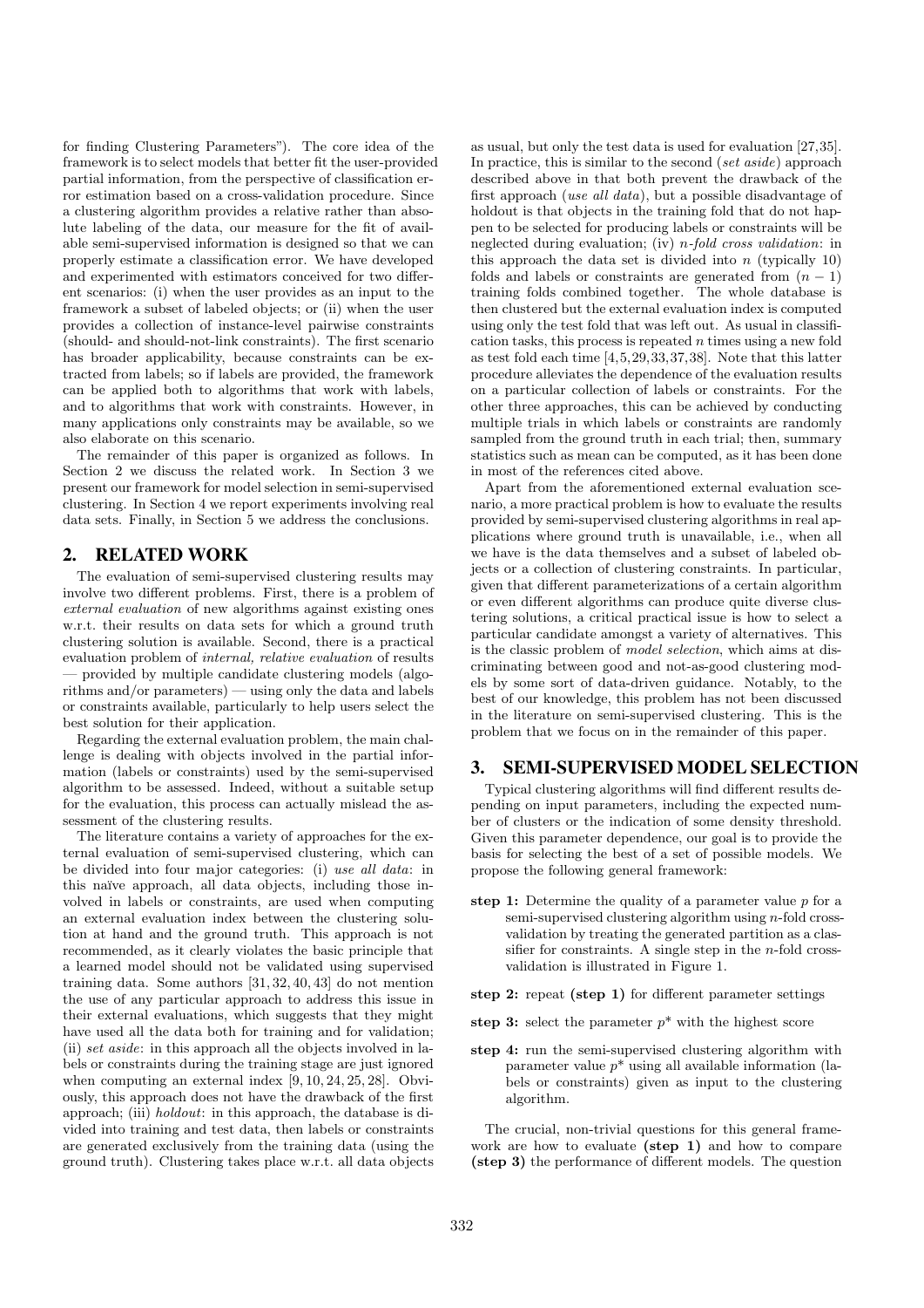for finding Clustering Parameters"). The core idea of the framework is to select models that better fit the user-provided partial information, from the perspective of classification error estimation based on a cross-validation procedure. Since a clustering algorithm provides a relative rather than absolute labeling of the data, our measure for the fit of available semi-supervised information is designed so that we can properly estimate a classification error. We have developed and experimented with estimators conceived for two different scenarios: (i) when the user provides as an input to the framework a subset of labeled objects; or (ii) when the user provides a collection of instance-level pairwise constraints (should- and should-not-link constraints). The first scenario has broader applicability, because constraints can be extracted from labels; so if labels are provided, the framework can be applied both to algorithms that work with labels, and to algorithms that work with constraints. However, in many applications only constraints may be available, so we also elaborate on this scenario.

The remainder of this paper is organized as follows. In Section 2 we discuss the related work. In Section 3 we present our framework for model selection in semi-supervised clustering. In Section 4 we report experiments involving real data sets. Finally, in Section 5 we address the conclusions.

## 2. RELATED WORK

The evaluation of semi-supervised clustering results may involve two different problems. First, there is a problem of *external evaluation* of new algorithms against existing ones w.r.t. their results on data sets for which a ground truth clustering solution is available. Second, there is a practical evaluation problem of *internal, relative evaluation* of results — provided by multiple candidate clustering models (algorithms and/or parameters) — using only the data and labels or constraints available, particularly to help users select the best solution for their application.

Regarding the external evaluation problem, the main challenge is dealing with objects involved in the partial information (labels or constraints) used by the semi-supervised algorithm to be assessed. Indeed, without a suitable setup for the evaluation, this process can actually mislead the assessment of the clustering results.

The literature contains a variety of approaches for the external evaluation of semi-supervised clustering, which can be divided into four major categories: (i) *use all data*: in this naïve approach, all data objects, including those involved in labels or constraints, are used when computing an external evaluation index between the clustering solution at hand and the ground truth. This approach is not recommended, as it clearly violates the basic principle that a learned model should not be validated using supervised training data. Some authors [31, 32, 40, 43] do not mention the use of any particular approach to address this issue in their external evaluations, which suggests that they might have used all the data both for training and for validation; (ii) *set aside*: in this approach all the objects involved in labels or constraints during the training stage are just ignored when computing an external index [9, 10, 24, 25, 28]. Obviously, this approach does not have the drawback of the first approach; (iii) *holdout*: in this approach, the database is divided into training and test data, then labels or constraints are generated exclusively from the training data (using the ground truth). Clustering takes place w.r.t. all data objects as usual, but only the test data is used for evaluation [27,35]. In practice, this is similar to the second (*set aside*) approach described above in that both prevent the drawback of the first approach (*use all data*), but a possible disadvantage of holdout is that objects in the training fold that do not happen to be selected for producing labels or constraints will be neglected during evaluation; (iv) *n-fold cross validation*: in this approach the data set is divided into $n$ (typically 10) folds and labels or constraints are generated from $(n-1)$ training folds combined together. The whole database is then clustered but the external evaluation index is computed using only the test fold that was left out. As usual in classification tasks, this process is repeated $n$ times using a new fold as test fold each time [4,5,29,33,37,38]. Note that this latter procedure alleviates the dependence of the evaluation results on a particular collection of labels or constraints. For the other three approaches, this can be achieved by conducting multiple trials in which labels or constraints are randomly sampled from the ground truth in each trial; then, summary statistics such as mean can be computed, as it has been done in most of the references cited above.

Apart from the aforementioned external evaluation scenario, a more practical problem is how to evaluate the results provided by semi-supervised clustering algorithms in real applications where ground truth is unavailable, i.e., when all we have is the data themselves and a subset of labeled objects or a collection of clustering constraints. In particular, given that different parameterizations of a certain algorithm or even different algorithms can produce quite diverse clustering solutions, a critical practical issue is how to select a particular candidate amongst a variety of alternatives. This is the classic problem of *model selection*, which aims at discriminating between good and not-as-good clustering models by some sort of data-driven guidance. Notably, to the best of our knowledge, this problem has not been discussed in the literature on semi-supervised clustering. This is the problem that we focus on in the remainder of this paper.

## 3. SEMI-SUPERVISED MODEL SELECTION

Typical clustering algorithms will find different results depending on input parameters, including the expected number of clusters or the indication of some density threshold. Given this parameter dependence, our goal is to provide the basis for selecting the best of a set of possible models. We propose the following general framework:

- **step 1:** Determine the quality of a parameter value $p$ for a semi-supervised clustering algorithm using $n$-fold cross-validation by treating the generated partition as a classifier for constraints. A single step in the $n$-fold cross-validation is illustrated in Figure 1.
- **step 2:** repeat **(step 1)** for different parameter settings
- **step 3:** select the parameter $p^*$ with the highest score
- **step 4:** run the semi-supervised clustering algorithm with parameter value $p^*$ using all available information (labels or constraints) given as input to the clustering algorithm.

The crucial, non-trivial questions for this general framework are how to evaluate **(step 1)** and how to compare **(step 3)** the performance of different models. The question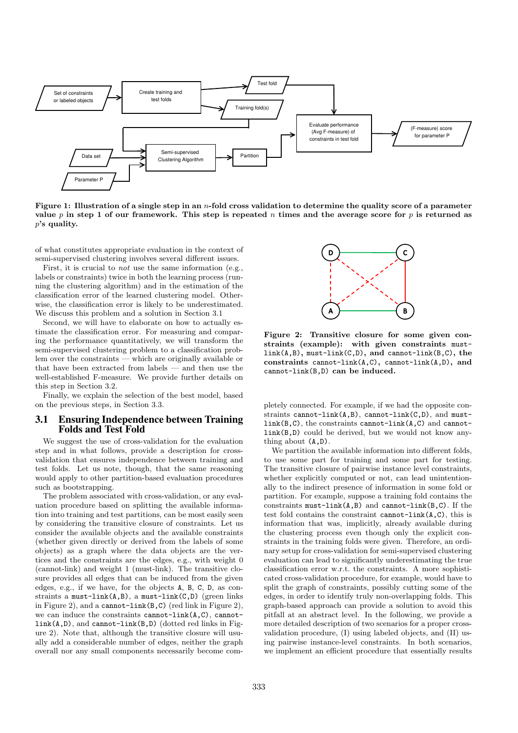Figure 1: Illustration of a single step in an $n$-fold cross validation to determine the quality score of a parameter value $p$ in step 1 of our framework. This step is repeated $n$ times and the average score for $p$ is returned as $p$'s quality.

of what constitutes appropriate evaluation in the context of semi-supervised clustering involves several different issues.

First, it is crucial to *not* use the same information (e.g., labels or constraints) twice in both the learning process (running the clustering algorithm) and in the estimation of the classification error of the learned clustering model. Otherwise, the classification error is likely to be underestimated. We discuss this problem and a solution in Section 3.1

Second, we will have to elaborate on how to actually estimate the classification error. For measuring and comparing the performance quantitatively, we will transform the semi-supervised clustering problem to a classification problem over the constraints — which are originally available or that have been extracted from labels — and then use the well-established F-measure. We provide further details on this step in Section 3.2.

Finally, we explain the selection of the best model, based on the previous steps, in Section 3.3.

## 3.1 Ensuring Independence between Training Folds and Test Fold

We suggest the use of cross-validation for the evaluation step and in what follows, provide a description for cross-validation that ensures independence between training and test folds. Let us note, though, that the same reasoning would apply to other partition-based evaluation procedures such as bootstrapping.

The problem associated with cross-validation, or any evaluation procedure based on splitting the available information into training and test partitions, can be most easily seen by considering the transitive closure of constraints. Let us consider the available objects and the available constraints (whether given directly or derived from the labels of some objects) as a graph where the data objects are the vertices and the constraints are the edges, e.g., with weight 0 (cannot-link) and weight 1 (must-link). The transitive closure provides all edges that can be induced from the given edges, e.g., if we have, for the objects A, B, C, D, as constraints a `must-link(A,B)`, a `must-link(C,D)` (green links in Figure 2), and a `cannot-link(B,C)` (red link in Figure 2), we can induce the constraints `cannot-link(A,C)`, `cannot-link(A,D)`, and `cannot-link(B,D)` (dotted red links in Figure 2). Note that, although the transitive closure will usually add a considerable number of edges, neither the graph overall nor any small components necessarily become completely connected. For example, if we had the opposite constraints `cannot-link(A,B)`, `cannot-link(C,D)`, and `must-link(B,C)`, the constraints `cannot-link(A,C)` and `cannot-link(B,D)` could be derived, but we would not know anything about (A,D).

Figure 2: Transitive closure for some given constraints (example): with given constraints `must-link(A,B)`, `must-link(C,D)`, and `cannot-link(B,C)`, the constraints `cannot-link(A,C)`, `cannot-link(A,D)`, and `cannot-link(B,D)` can be induced.

We partition the available information into different folds, to use some part for training and some part for testing. The transitive closure of pairwise instance level constraints, whether explicitly computed or not, can lead unintentionally to the indirect presence of information in some fold or partition. For example, suppose a training fold contains the constraints `must-link(A,B)` and `cannot-link(B,C)`. If the test fold contains the constraint `cannot-link(A,C)`, this is information that was, implicitly, already available during the clustering process even though only the explicit constraints in the training folds were given. Therefore, an ordinary setup for cross-validation for semi-supervised clustering evaluation can lead to significantly underestimating the true classification error w.r.t. the constraints. A more sophisticated cross-validation procedure, for example, would have to split the graph of constraints, possibly cutting some of the edges, in order to identify truly non-overlapping folds. This graph-based approach can provide a solution to avoid this pitfall at an abstract level. In the following, we provide a more detailed description of two scenarios for a proper cross-validation procedure, (I) using labeled objects, and (II) using pairwise instance-level constraints. In both scenarios, we implement an efficient procedure that essentially results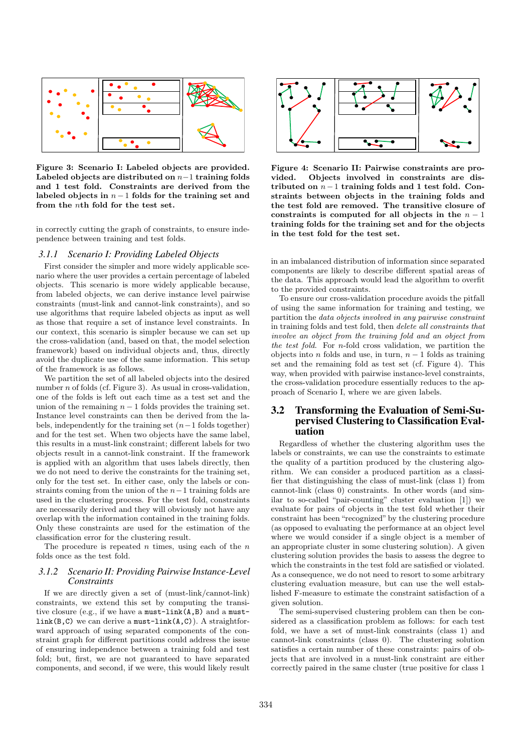Figure 3: Scenario I: Labeled objects are provided. Labeled objects are distributed on $n-1$ training folds and 1 test fold. Constraints are derived from the labeled objects in $n-1$ folds for the training set and from the $n$th fold for the test set.

in correctly cutting the graph of constraints, to ensure independence between training and test folds.

### 3.1.1 Scenario I: Providing Labeled Objects

First consider the simpler and more widely applicable scenario where the user provides a certain percentage of labeled objects. This scenario is more widely applicable because, from labeled objects, we can derive instance level pairwise constraints (must-link and cannot-link constraints), and so use algorithms that require labeled objects as input as well as those that require a set of instance level constraints. In our context, this scenario is simpler because we can set up the cross-validation (and, based on that, the model selection framework) based on individual objects and, thus, directly avoid the duplicate use of the same information. This setup of the framework is as follows.

We partition the set of all labeled objects into the desired number $n$ of folds (cf. Figure 3). As usual in cross-validation, one of the folds is left out each time as a test set and the union of the remaining $n-1$ folds provides the training set. Instance level constraints can then be derived from the labels, independently for the training set ($n-1$ folds together) and for the test set. When two objects have the same label, this results in a must-link constraint; different labels for two objects result in a cannot-link constraint. If the framework is applied with an algorithm that uses labels directly, then we do not need to derive the constraints for the training set, only for the test set. In either case, only the labels or constraints coming from the union of the $n-1$ training folds are used in the clustering process. For the test fold, constraints are necessarily derived and they will obviously not have any overlap with the information contained in the training folds. Only these constraints are used for the estimation of the classification error for the clustering result.

The procedure is repeated $n$ times, using each of the $n$ folds once as the test fold.

### 3.1.2 Scenario II: Providing Pairwise Instance-Level Constraints

If we are directly given a set of (must-link/cannot-link) constraints, we extend this set by computing the transitive closure (e.g., if we have a `must-link(A,B)` and a `must-link(B,C)` we can derive a `must-link(A,C)`). A straightforward approach of using separated components of the constraint graph for different partitions could address the issue of ensuring independence between a training fold and test fold; but, first, we are not guaranteed to have separated components, and second, if we were, this would likely result in an imbalanced distribution of information since separated components are likely to describe different spatial areas of the data. This approach would lead the algorithm to overfit to the provided constraints.

Figure 4: Scenario II: Pairwise constraints are provided. Objects involved in constraints are distributed on $n-1$ training folds and 1 test fold. Constraints between objects in the training folds and the test fold are removed. The transitive closure of constraints is computed for all objects in the $n-1$ training folds for the training set and for the objects in the test fold for the test set.

To ensure our cross-validation procedure avoids the pitfall of using the same information for training and testing, we partition the *data objects involved in any pairwise constraint* in training folds and test fold, then *delete all constraints that involve an object from the training fold and an object from the test fold*. For $n$-fold cross validation, we partition the objects into $n$ folds and use, in turn, $n-1$ folds as training set and the remaining fold as test set (cf. Figure 4). This way, when provided with pairwise instance-level constraints, the cross-validation procedure essentially reduces to the approach of Scenario I, where we are given labels.

## 3.2 Transforming the Evaluation of Semi-Supervised Clustering to Classification Evaluation

Regardless of whether the clustering algorithm uses the labels or constraints, we can use the constraints to estimate the quality of a partition produced by the clustering algorithm. We can consider a produced partition as a classifier that distinguishing the class of must-link (class 1) from cannot-link (class 0) constraints. In other words (and similar to so-called "pair-counting" cluster evaluation [1]) we evaluate for pairs of objects in the test fold whether their constraint has been "recognized" by the clustering procedure (as opposed to evaluating the performance at an object level where we would consider if a single object is a member of an appropriate cluster in some clustering solution). A given clustering solution provides the basis to assess the degree to which the constraints in the test fold are satisfied or violated. As a consequence, we do not need to resort to some arbitrary clustering evaluation measure, but can use the well established F-measure to estimate the constraint satisfaction of a given solution.

The semi-supervised clustering problem can then be considered as a classification problem as follows: for each test fold, we have a set of must-link constraints (class 1) and cannot-link constraints (class 0). The clustering solution satisfies a certain number of these constraints: pairs of objects that are involved in a must-link constraint are either correctly paired in the same cluster (true positive for class 1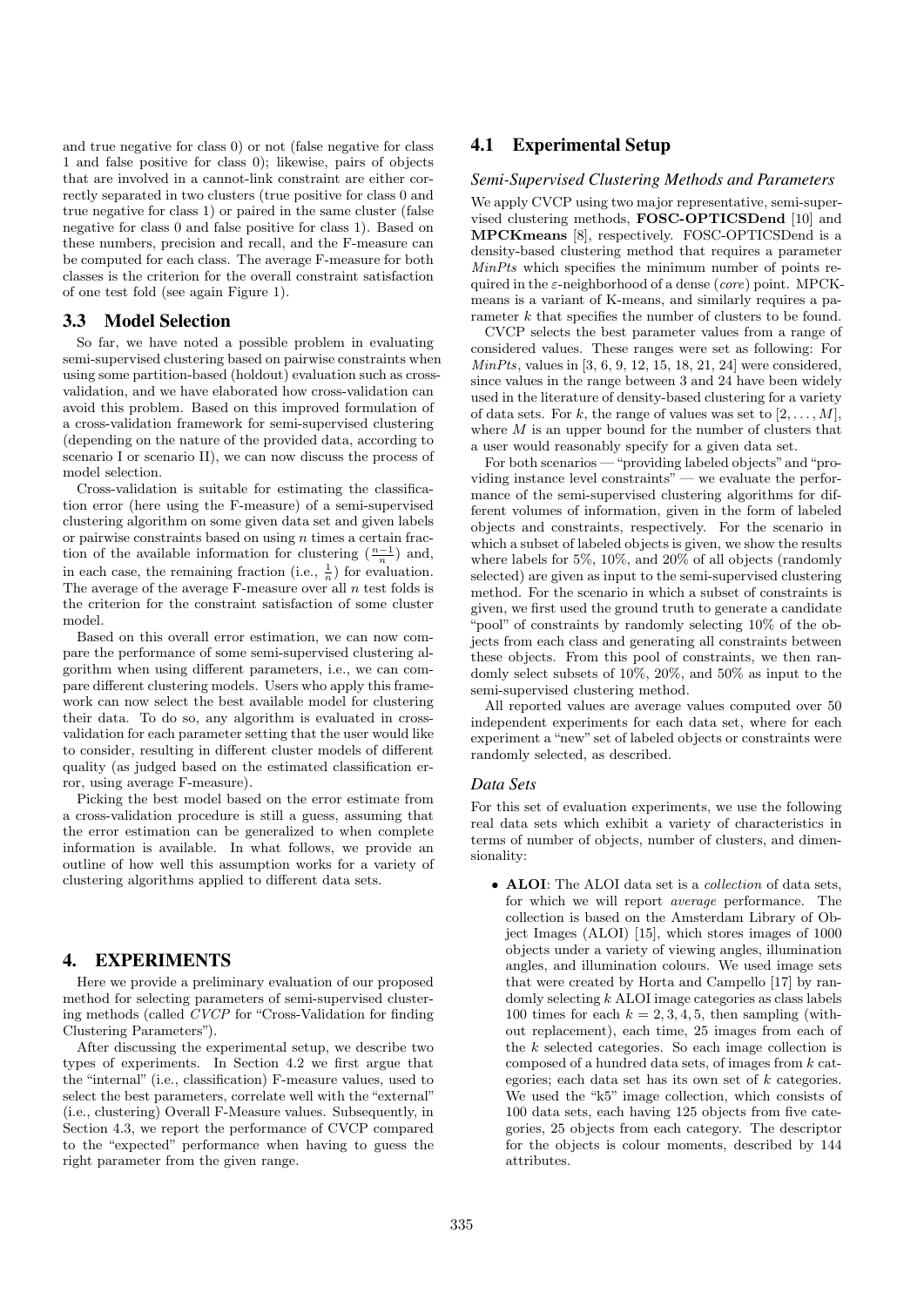and true negative for class 0) or not (false negative for class 1 and false positive for class 0); likewise, pairs of objects that are involved in a cannot-link constraint are either correctly separated in two clusters (true positive for class 0 and true negative for class 1) or paired in the same cluster (false negative for class 0 and false positive for class 1). Based on these numbers, precision and recall, and the F-measure can be computed for each class. The average F-measure for both classes is the criterion for the overall constraint satisfaction of one test fold (see again Figure 1).

## 3.3 Model Selection

So far, we have noted a possible problem in evaluating semi-supervised clustering based on pairwise constraints when using some partition-based (holdout) evaluation such as cross-validation, and we have elaborated how cross-validation can avoid this problem. Based on this improved formulation of a cross-validation framework for semi-supervised clustering (depending on the nature of the provided data, according to scenario I or scenario II), we can now discuss the process of model selection.

Cross-validation is suitable for estimating the classification error (here using the F-measure) of a semi-supervised clustering algorithm on some given data set and given labels or pairwise constraints based on using $n$ times a certain fraction of the available information for clustering ($\frac{n-1}{n}$) and, in each case, the remaining fraction (i.e., $\frac{1}{n}$) for evaluation. The average of the average F-measure over all $n$ test folds is the criterion for the constraint satisfaction of some cluster model.

Based on this overall error estimation, we can now compare the performance of some semi-supervised clustering algorithm when using different parameters, i.e., we can compare different clustering models. Users who apply this framework can now select the best available model for clustering their data. To do so, any algorithm is evaluated in cross-validation for each parameter setting that the user would like to consider, resulting in different cluster models of different quality (as judged based on the estimated classification error, using average F-measure).

Picking the best model based on the error estimate from a cross-validation procedure is still a guess, assuming that the error estimation can be generalized to when complete information is available. In what follows, we provide an outline of how well this assumption works for a variety of clustering algorithms applied to different data sets.

# 4. EXPERIMENTS

Here we provide a preliminary evaluation of our proposed method for selecting parameters of semi-supervised clustering methods (called *CVCP* for "Cross-Validation for finding Clustering Parameters").

After discussing the experimental setup, we describe two types of experiments. In Section 4.2 we first argue that the "internal" (i.e., classification) F-measure values, used to select the best parameters, correlate well with the "external" (i.e., clustering) Overall F-Measure values. Subsequently, in Section 4.3, we report the performance of CVCP compared to the "expected" performance when having to guess the right parameter from the given range.

## 4.1 Experimental Setup

### *Semi-Supervised Clustering Methods and Parameters*

We apply CVCP using two major representative, semi-supervised clustering methods, **FOSC-OPTICSDend** [10] and **MPCKmeans** [8], respectively. FOSC-OPTICSDend is a density-based clustering method that requires a parameter *MinPts* which specifies the minimum number of points required in the $\varepsilon$-neighborhood of a dense (*core*) point. MPCK-means is a variant of K-means, and similarly requires a parameter $k$ that specifies the number of clusters to be found.

CVCP selects the best parameter values from a range of considered values. These ranges were set as following: For *MinPts*, values in [3, 6, 9, 12, 15, 18, 21, 24] were considered, since values in the range between 3 and 24 have been widely used in the literature of density-based clustering for a variety of data sets. For $k$, the range of values was set to $[2, \ldots, M]$, where $M$ is an upper bound for the number of clusters that a user would reasonably specify for a given data set.

For both scenarios — "providing labeled objects" and "providing instance level constraints" — we evaluate the performance of the semi-supervised clustering algorithms for different volumes of information, given in the form of labeled objects and constraints, respectively. For the scenario in which a subset of labeled objects is given, we show the results where labels for 5%, 10%, and 20% of all objects (randomly selected) are given as input to the semi-supervised clustering method. For the scenario in which a subset of constraints is given, we first used the ground truth to generate a candidate "pool" of constraints by randomly selecting 10% of the objects from each class and generating all constraints between these objects. From this pool of constraints, we then randomly select subsets of 10%, 20%, and 50% as input to the semi-supervised clustering method.

All reported values are average values computed over 50 independent experiments for each data set, where for each experiment a "new" set of labeled objects or constraints were randomly selected, as described.

### *Data Sets*

For this set of evaluation experiments, we use the following real data sets which exhibit a variety of characteristics in terms of number of objects, number of clusters, and dimensionality:

- **ALOI**: The ALOI data set is a *collection* of data sets, for which we will report *average* performance. The collection is based on the Amsterdam Library of Object Images (ALOI) [15], which stores images of 1000 objects under a variety of viewing angles, illumination angles, and illumination colours. We used image sets that were created by Horta and Campello [17] by randomly selecting $k$ ALOI image categories as class labels 100 times for each $k = 2, 3, 4, 5$, then sampling (without replacement), each time, 25 images from each of the $k$ selected categories. So each image collection is composed of a hundred data sets, of images from $k$ categories; each data set has its own set of $k$ categories. We used the "k5" image collection, which consists of 100 data sets, each having 125 objects from five categories, 25 objects from each category. The descriptor for the objects is colour moments, described by 144 attributes.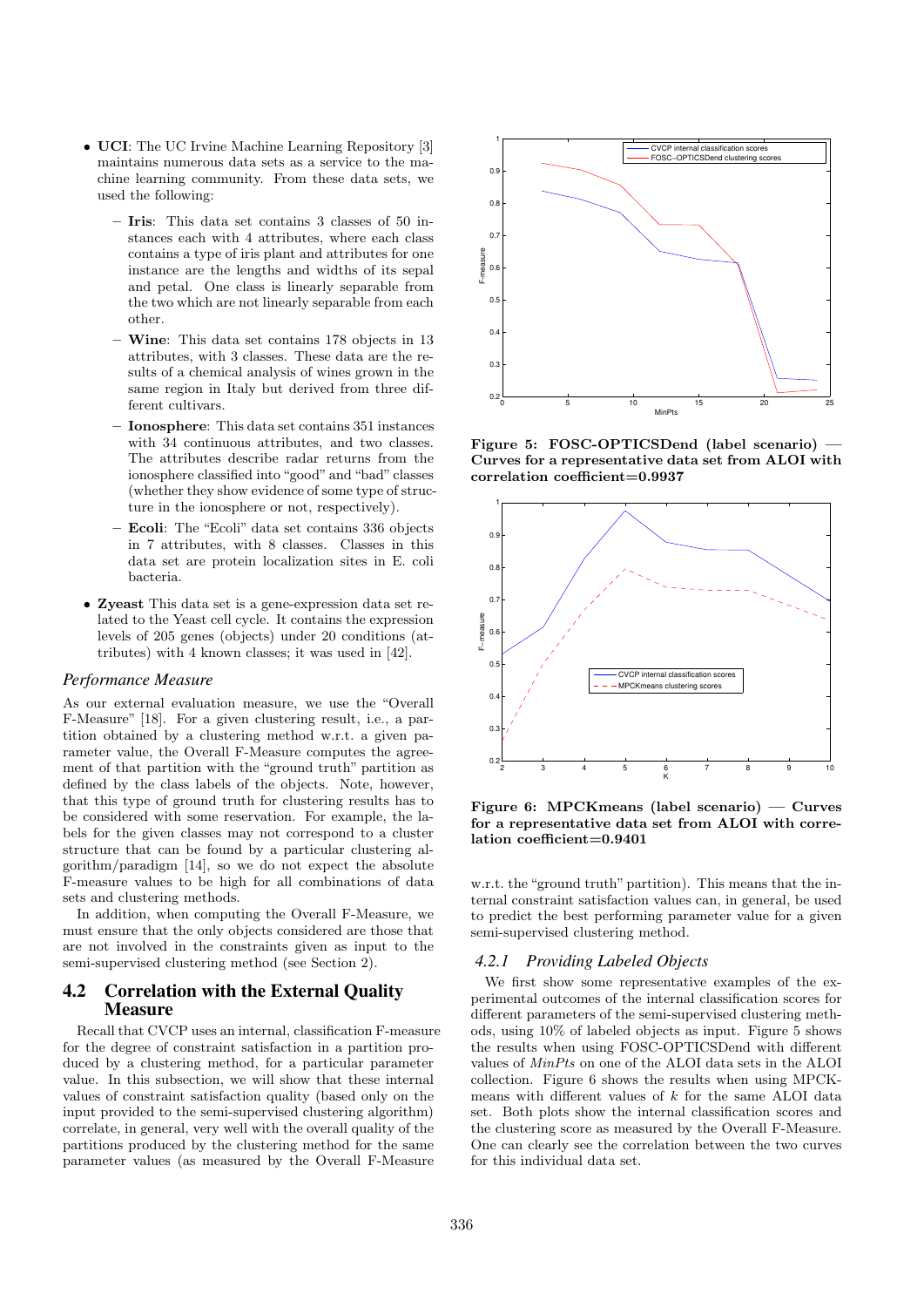- **UCI**: The UC Irvine Machine Learning Repository [3] maintains numerous data sets as a service to the machine learning community. From these data sets, we used the following:
  - **Iris**: This data set contains 3 classes of 50 instances each with 4 attributes, where each class contains a type of iris plant and attributes for one instance are the lengths and widths of its sepal and petal. One class is linearly separable from the two which are not linearly separable from each other.
  - **Wine**: This data set contains 178 objects in 13 attributes, with 3 classes. These data are the results of a chemical analysis of wines grown in the same region in Italy but derived from three different cultivars.
  - **Ionosphere**: This data set contains 351 instances with 34 continuous attributes, and two classes. The attributes describe radar returns from the ionosphere classified into "good" and "bad" classes (whether they show evidence of some type of structure in the ionosphere or not, respectively).
  - **Ecoli**: The "Ecoli" data set contains 336 objects in 7 attributes, with 8 classes. Classes in this data set are protein localization sites in E. coli bacteria.
- **Zyeast** This data set is a gene-expression data set related to the Yeast cell cycle. It contains the expression levels of 205 genes (objects) under 20 conditions (attributes) with 4 known classes; it was used in [42].

### *Performance Measure*

As our external evaluation measure, we use the "Overall F-Measure" [18]. For a given clustering result, i.e., a partition obtained by a clustering method w.r.t. a given parameter value, the Overall F-Measure computes the agreement of that partition with the "ground truth" partition as defined by the class labels of the objects. Note, however, that this type of ground truth for clustering results has to be considered with some reservation. For example, the labels for the given classes may not correspond to a cluster structure that can be found by a particular clustering algorithm/paradigm [14], so we do not expect the absolute F-measure values to be high for all combinations of data sets and clustering methods.

In addition, when computing the Overall F-Measure, we must ensure that the only objects considered are those that are not involved in the constraints given as input to the semi-supervised clustering method (see Section 2).

## 4.2 Correlation with the External Quality Measure

Recall that CVCP uses an internal, classification F-measure for the degree of constraint satisfaction in a partition produced by a clustering method, for a particular parameter value. In this subsection, we will show that these internal values of constraint satisfaction quality (based only on the input provided to the semi-supervised clustering algorithm) correlate, in general, very well with the overall quality of the partitions produced by the clustering method for the same parameter values (as measured by the Overall F-Measure w.r.t. the "ground truth" partition). This means that the internal constraint satisfaction values can, in general, be used to predict the best performing parameter value for a given semi-supervised clustering method.

**Figure 5: FOSC-OPTICSDend (label scenario) — Curves for a representative data set from ALOI with correlation coefficient=0.9937**

**Figure 6: MPCKmeans (label scenario) — Curves for a representative data set from ALOI with correlation coefficient=0.9401**

### *4.2.1 Providing Labeled Objects*

We first show some representative examples of the experimental outcomes of the internal classification scores for different parameters of the semi-supervised clustering methods, using 10% of labeled objects as input. Figure 5 shows the results when using FOSC-OPTICSDend with different values of *MinPts* on one of the ALOI data sets in the ALOI collection. Figure 6 shows the results when using MPCK-means with different values of $k$ for the same ALOI data set. Both plots show the internal classification scores and the clustering score as measured by the Overall F-Measure. One can clearly see the correlation between the two curves for this individual data set.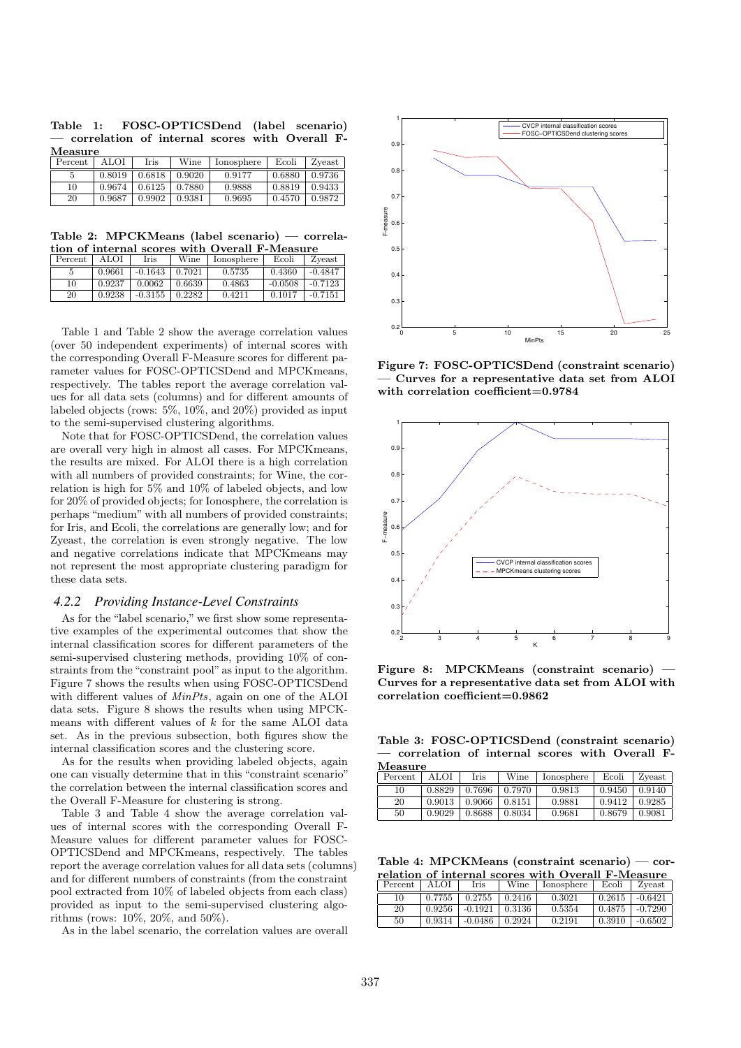**Table 1: FOSC-OPTICSDend (label scenario) — correlation of internal scores with Overall F-Measure**

| Percent | ALOI | Iris | Wine | Ionosphere | Ecoli | Zyeast |
|---|---|---|---|---|---|---|
| 5 | 0.8019 | 0.6818 | 0.9020 | 0.9177 | 0.6880 | 0.9736 |
| 10 | 0.9674 | 0.6125 | 0.7880 | 0.9888 | 0.8819 | 0.9433 |
| 20 | 0.9687 | 0.9902 | 0.9381 | 0.9695 | 0.4570 | 0.9872 |

**Table 2: MPCKMeans (label scenario) — correlation of internal scores with Overall F-Measure**

| Percent | ALOI | Iris | Wine | Ionosphere | Ecoli | Zyeast |
|---|---|---|---|---|---|---|
| 5 | 0.9661 | -0.1643 | 0.7021 | 0.5735 | 0.4360 | -0.4847 |
| 10 | 0.9237 | 0.0062 | 0.6639 | 0.4863 | -0.0508 | -0.7123 |
| 20 | 0.9238 | -0.3155 | 0.2282 | 0.4211 | 0.1017 | -0.7151 |

Table 1 and Table 2 show the average correlation values (over 50 independent experiments) of internal scores with the corresponding Overall F-Measure scores for different parameter values for FOSC-OPTICSDend and MPCKmeans, respectively. The tables report the average correlation values for all data sets (columns) and for different amounts of labeled objects (rows: 5%, 10%, and 20%) provided as input to the semi-supervised clustering algorithms.

Note that for FOSC-OPTICSDend, the correlation values are overall very high in almost all cases. For MPCKmeans, the results are mixed. For ALOI there is a high correlation with all numbers of provided constraints; for Wine, the correlation is high for 5% and 10% of labeled objects, and low for 20% of provided objects; for Ionosphere, the correlation is perhaps "medium" with all numbers of provided constraints; for Iris, and Ecoli, the correlations are generally low; and for Zyeast, the correlation is even strongly negative. The low and negative correlations indicate that MPCKmeans may not represent the most appropriate clustering paradigm for these data sets.

### 4.2.2 Providing Instance-Level Constraints

As for the "label scenario," we first show some representative examples of the experimental outcomes that show the internal classification scores for different parameters of the semi-supervised clustering methods, providing 10% of constraints from the "constraint pool" as input to the algorithm. Figure 7 shows the results when using FOSC-OPTICSDend with different values of *MinPts*, again on one of the ALOI data sets. Figure 8 shows the results when using MPCK-means with different values of $k$ for the same ALOI data set. As in the previous subsection, both figures show the internal classification scores and the clustering score.

As for the results when providing labeled objects, again one can visually determine that in this "constraint scenario" the correlation between the internal classification scores and the Overall F-Measure for clustering is strong.

Table 3 and Table 4 show the average correlation values of internal scores with the corresponding Overall F-Measure values for different parameter values for FOSC-OPTICSDend and MPCKmeans, respectively. The tables report the average correlation values for all data sets (columns) and for different numbers of constraints (from the constraint pool extracted from 10% of labeled objects from each class) provided as input to the semi-supervised clustering algorithms (rows: 10%, 20%, and 50%).

As in the label scenario, the correlation values are overall

**Figure 7: FOSC-OPTICSDend (constraint scenario) — Curves for a representative data set from ALOI with correlation coefficient=0.9784**

**Figure 8: MPCKMeans (constraint scenario) — Curves for a representative data set from ALOI with correlation coefficient=0.9862**

**Table 3: FOSC-OPTICSDend (constraint scenario) — correlation of internal scores with Overall F-Measure**

| Percent | ALOI | Iris | Wine | Ionosphere | Ecoli | Zyeast |
|---|---|---|---|---|---|---|
| 10 | 0.8829 | 0.7696 | 0.7970 | 0.9813 | 0.9450 | 0.9140 |
| 20 | 0.9013 | 0.9066 | 0.8151 | 0.9881 | 0.9412 | 0.9285 |
| 50 | 0.9029 | 0.8688 | 0.8034 | 0.9681 | 0.8679 | 0.9081 |

**Table 4: MPCKMeans (constraint scenario) — correlation of internal scores with Overall F-Measure**

| Percent | ALOI | Iris | Wine | Ionosphere | Ecoli | Zyeast |
|---|---|---|---|---|---|---|
| 10 | 0.7755 | 0.2755 | 0.2416 | 0.3021 | 0.2615 | -0.6421 |
| 20 | 0.9256 | -0.1921 | 0.3136 | 0.5354 | 0.4875 | -0.7290 |
| 50 | 0.9314 | -0.0486 | 0.2924 | 0.2191 | 0.3910 | -0.6502 |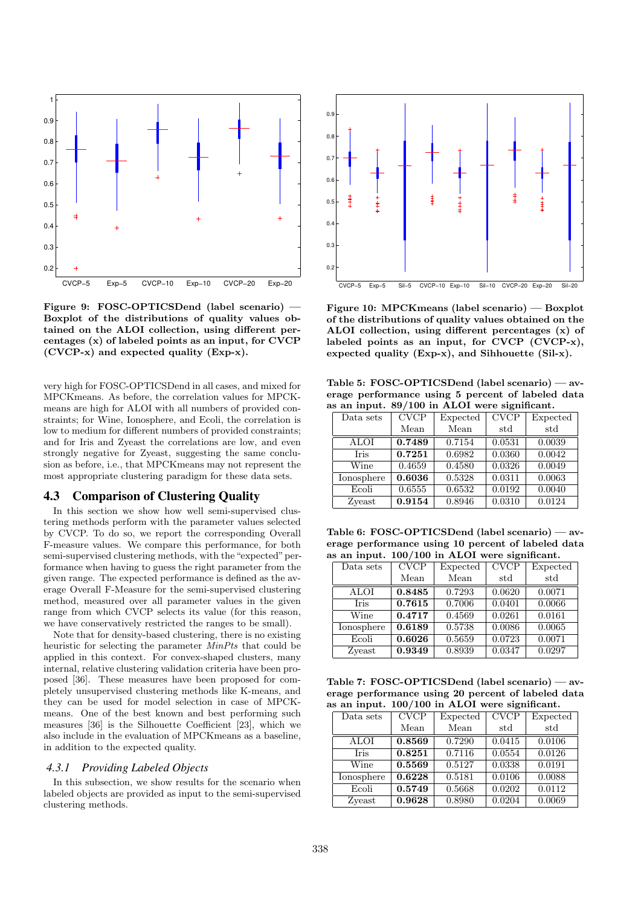Figure 9: FOSC-OPTICSDend (label scenario) — Boxplot of the distributions of quality values obtained on the ALOI collection, using different percentages (x) of labeled points as an input, for CVCP (CVCP-x) and expected quality (Exp-x).

Figure 10: MPCKmeans (label scenario) — Boxplot of the distributions of quality values obtained on the ALOI collection, using different percentages (x) of labeled points as an input, for CVCP (CVCP-x), expected quality (Exp-x), and Sihhouette (Sil-x).

very high for FOSC-OPTICSDend in all cases, and mixed for MPCKmeans. As before, the correlation values for MPCKmeans are high for ALOI with all numbers of provided constraints; for Wine, Ionosphere, and Ecoli, the correlation is low to medium for different numbers of provided constraints; and for Iris and Zyeast the correlations are low, and even strongly negative for Zyeast, suggesting the same conclusion as before, i.e., that MPCKmeans may not represent the most appropriate clustering paradigm for these data sets.

## 4.3 Comparison of Clustering Quality

In this section we show how well semi-supervised clustering methods perform with the parameter values selected by CVCP. To do so, we report the corresponding Overall F-measure values. We compare this performance, for both semi-supervised clustering methods, with the "expected" performance when having to guess the right parameter from the given range. The expected performance is defined as the average Overall F-Measure for the semi-supervised clustering method, measured over all parameter values in the given range from which CVCP selects its value (for this reason, we have conservatively restricted the ranges to be small).

Note that for density-based clustering, there is no existing heuristic for selecting the parameter *MinPts* that could be applied in this context. For convex-shaped clusters, many internal, relative clustering validation criteria have been proposed [36]. These measures have been proposed for completely unsupervised clustering methods like K-means, and they can be used for model selection in case of MPCKmeans. One of the best known and best performing such measures [36] is the Silhouette Coefficient [23], which we also include in the evaluation of MPCKmeans as a baseline, in addition to the expected quality.

### *4.3.1 Providing Labeled Objects*

In this subsection, we show results for the scenario when labeled objects are provided as input to the semi-supervised clustering methods.

**Table 5: FOSC-OPTICSDend (label scenario) — average performance using 5 percent of labeled data as an input. 89/100 in ALOI were significant.**

| Data sets | CVCP Mean | Expected Mean | CVCP std | Expected std |
|---|---|---|---|---|
| ALOI | **0.7489** | 0.7154 | 0.0531 | 0.0039 |
| Iris | **0.7251** | 0.6982 | 0.0360 | 0.0042 |
| Wine | 0.4659 | 0.4580 | 0.0326 | 0.0049 |
| Ionosphere | **0.6036** | 0.5328 | 0.0311 | 0.0063 |
| Ecoli | 0.6555 | 0.6532 | 0.0192 | 0.0040 |
| Zyeast | **0.9154** | 0.8946 | 0.0310 | 0.0124 |

**Table 6: FOSC-OPTICSDend (label scenario) — average performance using 10 percent of labeled data as an input. 100/100 in ALOI were significant.**

| Data sets | CVCP Mean | Expected Mean | CVCP std | Expected std |
|---|---|---|---|---|
| ALOI | **0.8485** | 0.7293 | 0.0620 | 0.0071 |
| Iris | **0.7615** | 0.7006 | 0.0401 | 0.0066 |
| Wine | **0.4717** | 0.4569 | 0.0261 | 0.0161 |
| Ionosphere | **0.6189** | 0.5738 | 0.0086 | 0.0065 |
| Ecoli | **0.6026** | 0.5659 | 0.0723 | 0.0071 |
| Zyeast | **0.9349** | 0.8939 | 0.0347 | 0.0297 |

**Table 7: FOSC-OPTICSDend (label scenario) — average performance using 20 percent of labeled data as an input. 100/100 in ALOI were significant.**

| Data sets | CVCP Mean | Expected Mean | CVCP std | Expected std |
|---|---|---|---|---|
| ALOI | **0.8569** | 0.7290 | 0.0415 | 0.0106 |
| Iris | **0.8251** | 0.7116 | 0.0554 | 0.0126 |
| Wine | **0.5569** | 0.5127 | 0.0338 | 0.0191 |
| Ionosphere | **0.6228** | 0.5181 | 0.0106 | 0.0088 |
| Ecoli | **0.5749** | 0.5668 | 0.0202 | 0.0112 |
| Zyeast | **0.9628** | 0.8980 | 0.0204 | 0.0069 |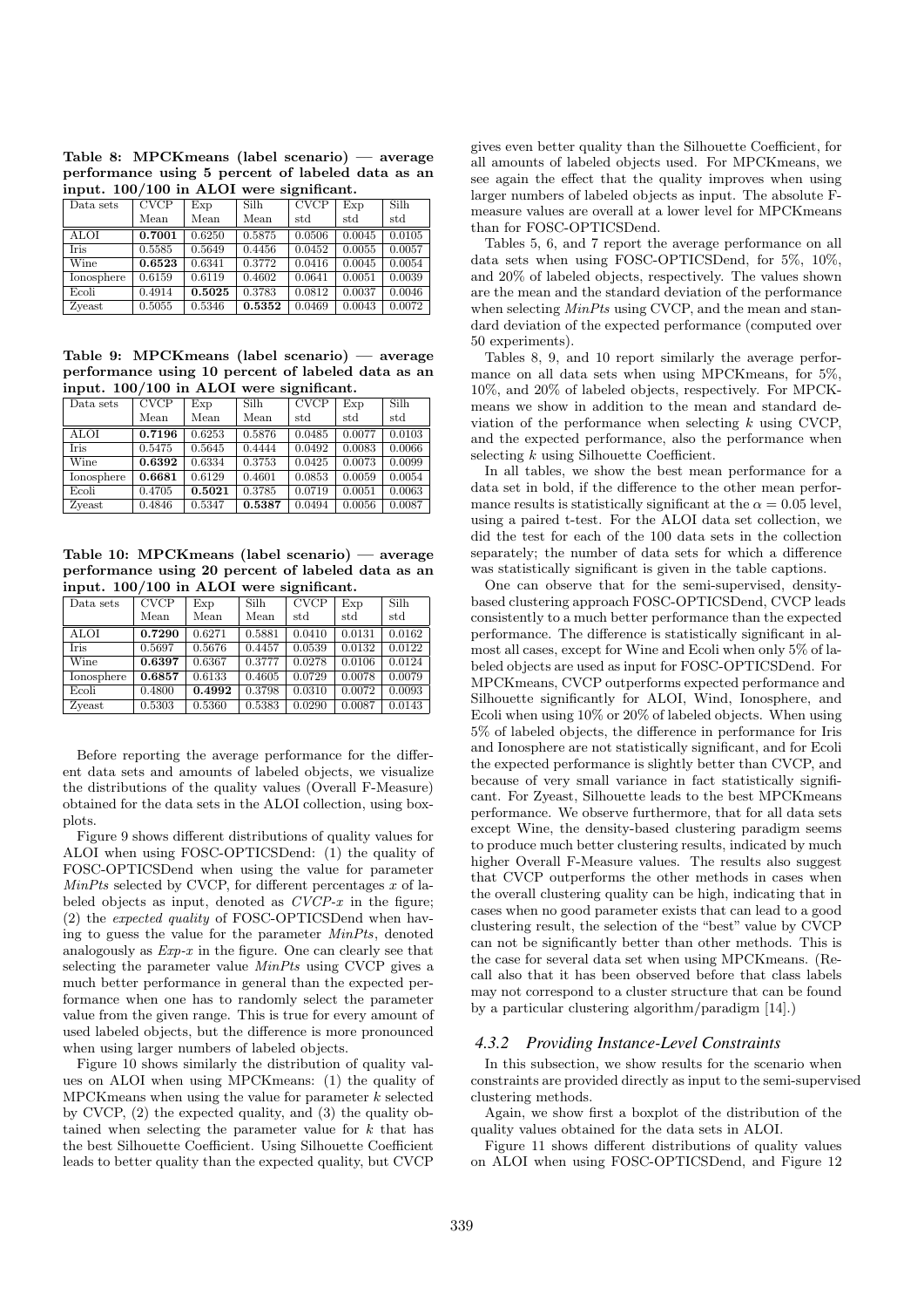**Table 8: MPCKmeans (label scenario) — average performance using 5 percent of labeled data as an input. 100/100 in ALOI were significant.**

| Data sets | CVCP Mean | Exp Mean | Silh Mean | CVCP std | Exp std | Silh std |
|---|---|---|---|---|---|---|
| ALOI | **0.7001** | 0.6250 | 0.5875 | 0.0506 | 0.0045 | 0.0105 |
| Iris | 0.5585 | 0.5649 | 0.4456 | 0.0452 | 0.0055 | 0.0057 |
| Wine | **0.6523** | 0.6341 | 0.3772 | 0.0416 | 0.0045 | 0.0054 |
| Ionosphere | 0.6159 | 0.6119 | 0.4602 | 0.0641 | 0.0051 | 0.0039 |
| Ecoli | 0.4914 | **0.5025** | 0.3783 | 0.0812 | 0.0037 | 0.0046 |
| Zyeast | 0.5055 | 0.5346 | **0.5352** | 0.0469 | 0.0043 | 0.0072 |

**Table 9: MPCKmeans (label scenario) — average performance using 10 percent of labeled data as an input. 100/100 in ALOI were significant.**

| Data sets | CVCP Mean | Exp Mean | Silh Mean | CVCP std | Exp std | Silh std |
|---|---|---|---|---|---|---|
| ALOI | **0.7196** | 0.6253 | 0.5876 | 0.0485 | 0.0077 | 0.0103 |
| Iris | 0.5475 | 0.5645 | 0.4444 | 0.0492 | 0.0083 | 0.0066 |
| Wine | **0.6392** | 0.6334 | 0.3753 | 0.0425 | 0.0073 | 0.0099 |
| Ionosphere | **0.6681** | 0.6129 | 0.4601 | 0.0853 | 0.0059 | 0.0054 |
| Ecoli | 0.4705 | **0.5021** | 0.3785 | 0.0719 | 0.0051 | 0.0063 |
| Zyeast | 0.4846 | 0.5347 | **0.5387** | 0.0494 | 0.0056 | 0.0087 |

**Table 10: MPCKmeans (label scenario) — average performance using 20 percent of labeled data as an input. 100/100 in ALOI were significant.**

| Data sets | CVCP Mean | Exp Mean | Silh Mean | CVCP std | Exp std | Silh std |
|---|---|---|---|---|---|---|
| ALOI | **0.7290** | 0.6271 | 0.5881 | 0.0410 | 0.0131 | 0.0162 |
| Iris | 0.5697 | 0.5676 | 0.4457 | 0.0539 | 0.0132 | 0.0122 |
| Wine | **0.6397** | 0.6367 | 0.3777 | 0.0278 | 0.0106 | 0.0124 |
| Ionosphere | **0.6857** | 0.6133 | 0.4605 | 0.0729 | 0.0078 | 0.0079 |
| Ecoli | 0.4800 | **0.4992** | 0.3798 | 0.0310 | 0.0072 | 0.0093 |
| Zyeast | 0.5303 | 0.5360 | 0.5383 | 0.0290 | 0.0087 | 0.0143 |

Before reporting the average performance for the different data sets and amounts of labeled objects, we visualize the distributions of the quality values (Overall F-Measure) obtained for the data sets in the ALOI collection, using boxplots.

Figure 9 shows different distributions of quality values for ALOI when using FOSC-OPTICSDend: (1) the quality of FOSC-OPTICSDend when using the value for parameter *MinPts* selected by CVCP, for different percentages $x$ of labeled objects as input, denoted as *CVCP-x* in the figure; (2) the *expected quality* of FOSC-OPTICSDend when having to guess the value for the parameter *MinPts*, denoted analogously as *Exp-x* in the figure. One can clearly see that selecting the parameter value *MinPts* using CVCP gives a much better performance in general than the expected performance when one has to randomly select the parameter value from the given range. This is true for every amount of used labeled objects, but the difference is more pronounced when using larger numbers of labeled objects.

Figure 10 shows similarly the distribution of quality values on ALOI when using MPCKmeans: (1) the quality of MPCKmeans when using the value for parameter $k$ selected by CVCP, (2) the expected quality, and (3) the quality obtained when selecting the parameter value for $k$ that has the best Silhouette Coefficient. Using Silhouette Coefficient leads to better quality than the expected quality, but CVCP gives even better quality than the Silhouette Coefficient, for all amounts of labeled objects used. For MPCKmeans, we see again the effect that the quality improves when using larger numbers of labeled objects as input. The absolute F-measure values are overall at a lower level for MPCKmeans than for FOSC-OPTICSDend.

Tables 5, 6, and 7 report the average performance on all data sets when using FOSC-OPTICSDend, for 5%, 10%, and 20% of labeled objects, respectively. The values shown are the mean and the standard deviation of the performance when selecting *MinPts* using CVCP, and the mean and standard deviation of the expected performance (computed over 50 experiments).

Tables 8, 9, and 10 report similarly the average performance on all data sets when using MPCKmeans, for 5%, 10%, and 20% of labeled objects, respectively. For MPCKmeans we show in addition to the mean and standard deviation of the performance when selecting $k$ using CVCP, and the expected performance, also the performance when selecting $k$ using Silhouette Coefficient.

In all tables, we show the best mean performance for a data set in bold, if the difference to the other mean performance results is statistically significant at the $\alpha = 0.05$ level, using a paired t-test. For the ALOI data set collection, we did the test for each of the 100 data sets in the collection separately; the number of data sets for which a difference was statistically significant is given in the table captions.

One can observe that for the semi-supervised, density-based clustering approach FOSC-OPTICSDend, CVCP leads consistently to a much better performance than the expected performance. The difference is statistically significant in almost all cases, except for Wine and Ecoli when only 5% of labeled objects are used as input for FOSC-OPTICSDend. For MPCKmeans, CVCP outperforms expected performance and Silhouette significantly for ALOI, Wind, Ionosphere, and Ecoli when using 10% or 20% of labeled objects. When using 5% of labeled objects, the difference in performance for Iris and Ionosphere are not statistically significant, and for Ecoli the expected performance is slightly better than CVCP, and because of very small variance in fact statistically significant. For Zyeast, Silhouette leads to the best MPCKmeans performance. We observe furthermore, that for all data sets except Wine, the density-based clustering paradigm seems to produce much better clustering results, indicated by much higher Overall F-Measure values. The results also suggest that CVCP outperforms the other methods in cases when the overall clustering quality can be high, indicating that in cases when no good parameter exists that can lead to a good clustering result, the selection of the "best" value by CVCP can not be significantly better than other methods. This is the case for several data set when using MPCKmeans. (Recall also that it has been observed before that class labels may not correspond to a cluster structure that can be found by a particular clustering algorithm/paradigm [14].)

### 4.3.2 Providing Instance-Level Constraints

In this subsection, we show results for the scenario when constraints are provided directly as input to the semi-supervised clustering methods.

Again, we show first a boxplot of the distribution of the quality values obtained for the data sets in ALOI.

Figure 11 shows different distributions of quality values on ALOI when using FOSC-OPTICSDend, and Figure 12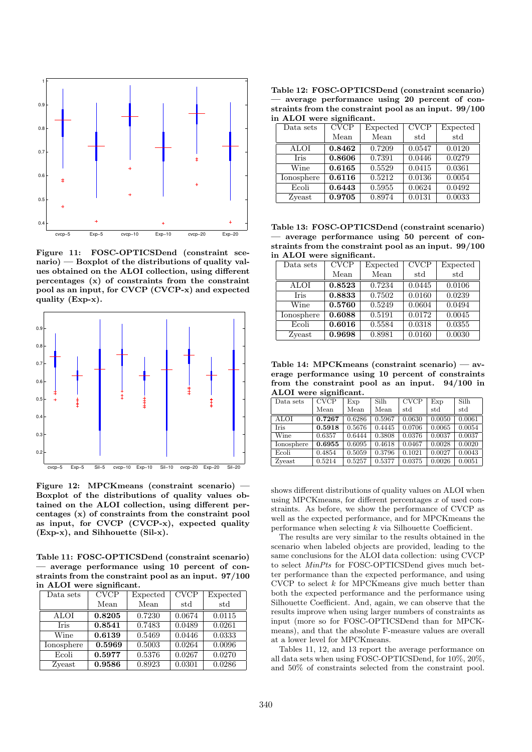**Figure 11: FOSC-OPTICSDend (constraint scenario) — Boxplot of the distributions of quality values obtained on the ALOI collection, using different percentages (x) of constraints from the constraint pool as an input, for CVCP (CVCP-x) and expected quality (Exp-x).**

**Figure 12: MPCKmeans (constraint scenario) — Boxplot of the distributions of quality values obtained on the ALOI collection, using different percentages (x) of constraints from the constraint pool as input, for CVCP (CVCP-x), expected quality (Exp-x), and Sihhouette (Sil-x).**

**Table 11: FOSC-OPTICSDend (constraint scenario) — average performance using 10 percent of constraints from the constraint pool as an input. 97/100 in ALOI were significant.**

| Data sets | CVCP Mean | Expected Mean | CVCP std | Expected std |
|---|---|---|---|---|
| ALOI | **0.8205** | 0.7230 | 0.0674 | 0.0115 |
| Iris | **0.8541** | 0.7483 | 0.0489 | 0.0261 |
| Wine | **0.6139** | 0.5469 | 0.0446 | 0.0333 |
| Ionosphere | **0.5969** | 0.5003 | 0.0264 | 0.0096 |
| Ecoli | **0.5977** | 0.5376 | 0.0267 | 0.0270 |
| Zyeast | **0.9586** | 0.8923 | 0.0301 | 0.0286 |

**Table 12: FOSC-OPTICSDend (constraint scenario) — average performance using 20 percent of constraints from the constraint pool as an input. 99/100 in ALOI were significant.**

| Data sets | CVCP Mean | Expected Mean | CVCP std | Expected std |
|---|---|---|---|---|
| ALOI | **0.8462** | 0.7209 | 0.0547 | 0.0120 |
| Iris | **0.8606** | 0.7391 | 0.0446 | 0.0279 |
| Wine | **0.6165** | 0.5529 | 0.0415 | 0.0361 |
| Ionosphere | **0.6116** | 0.5212 | 0.0136 | 0.0054 |
| Ecoli | **0.6443** | 0.5955 | 0.0624 | 0.0492 |
| Zyeast | **0.9705** | 0.8974 | 0.0131 | 0.0033 |

**Table 13: FOSC-OPTICSDend (constraint scenario) — average performance using 50 percent of constraints from the constraint pool as an input. 99/100 in ALOI were significant.**

| Data sets | CVCP Mean | Expected Mean | CVCP std | Expected std |
|---|---|---|---|---|
| ALOI | **0.8523** | 0.7234 | 0.0445 | 0.0106 |
| Iris | **0.8833** | 0.7502 | 0.0160 | 0.0239 |
| Wine | **0.5760** | 0.5249 | 0.0604 | 0.0494 |
| Ionosphere | **0.6088** | 0.5191 | 0.0172 | 0.0045 |
| Ecoli | **0.6016** | 0.5584 | 0.0318 | 0.0355 |
| Zyeast | **0.9698** | 0.8981 | 0.0160 | 0.0030 |

**Table 14: MPCKmeans (constraint scenario) — average performance using 10 percent of constraints from the constraint pool as an input. 94/100 in ALOI were significant.**

| Data sets | CVCP Mean | Exp Mean | Silh Mean | CVCP std | Exp std | Silh std |
|---|---|---|---|---|---|---|
| ALOI | **0.7267** | 0.6286 | 0.5967 | 0.0630 | 0.0050 | 0.0061 |
| Iris | **0.5918** | 0.5676 | 0.4445 | 0.0706 | 0.0065 | 0.0054 |
| Wine | 0.6357 | 0.6444 | 0.3808 | 0.0376 | 0.0037 | 0.0037 |
| Ionosphere | **0.6955** | 0.6095 | 0.4618 | 0.0467 | 0.0028 | 0.0020 |
| Ecoli | 0.4854 | 0.5059 | 0.3796 | 0.1021 | 0.0027 | 0.0043 |
| Zyeast | 0.5214 | 0.5257 | 0.5377 | 0.0375 | 0.0026 | 0.0051 |

shows different distributions of quality values on ALOI when using MPCKmeans, for different percentages $x$ of used constraints. As before, we show the performance of CVCP as well as the expected performance, and for MPCKmeans the performance when selecting $k$ via Silhouette Coefficient.

The results are very similar to the results obtained in the scenario when labeled objects are provided, leading to the same conclusions for the ALOI data collection: using CVCP to select *MinPts* for FOSC-OPTICSDend gives much better performance than the expected performance, and using CVCP to select $k$ for MPCKmeans give much better than both the expected performance and the performance using Silhouette Coefficient. And, again, we can observe that the results improve when using larger numbers of constraints as input (more so for FOSC-OPTICSDend than for MPCK-means), and that the absolute F-measure values are overall at a lower level for MPCKmeans.

Tables 11, 12, and 13 report the average performance on all data sets when using FOSC-OPTICSDend, for 10%, 20%, and 50% of constraints selected from the constraint pool.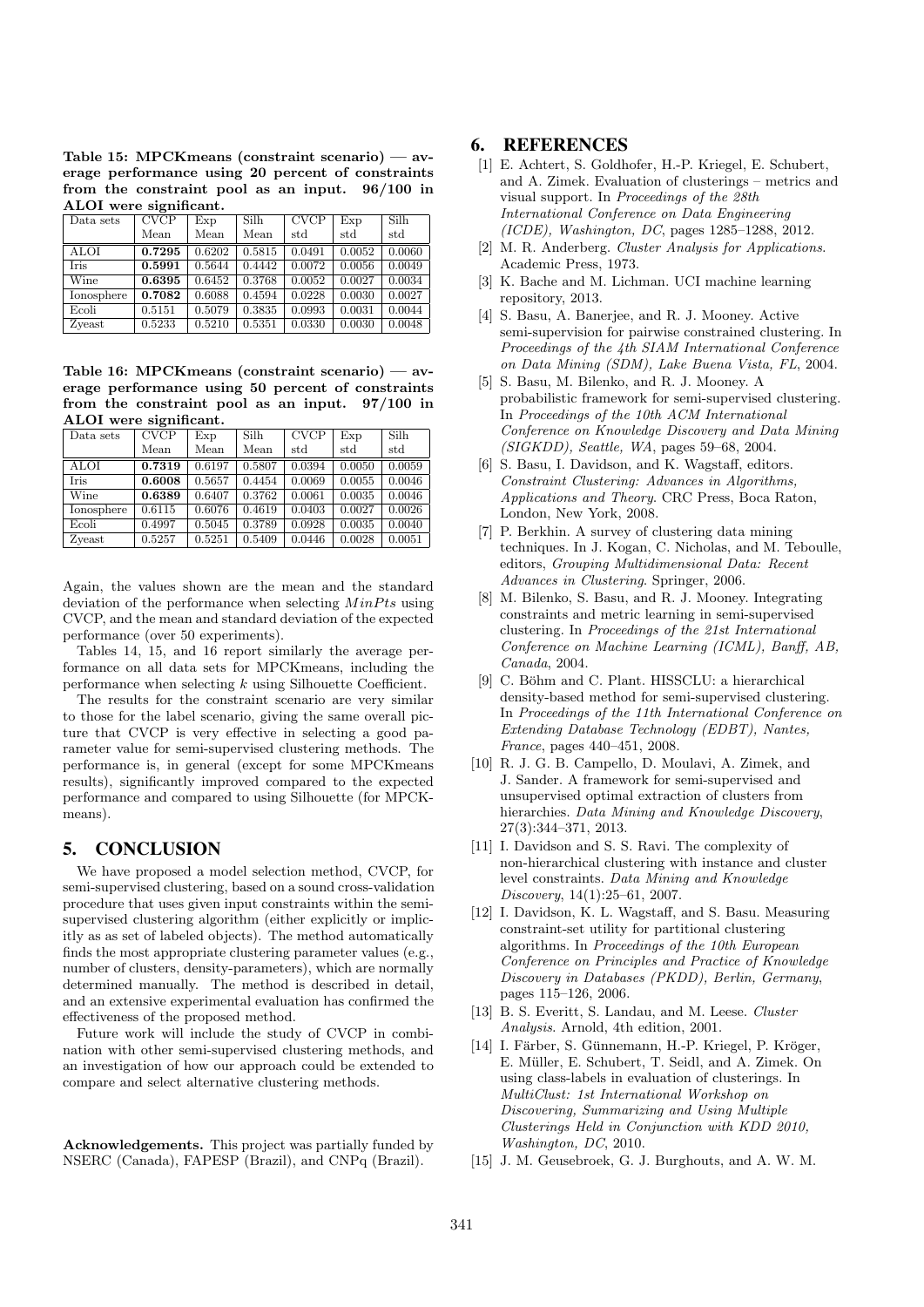**Table 15: MPCKmeans (constraint scenario) — average performance using 20 percent of constraints from the constraint pool as an input. 96/100 in ALOI were significant.**

| Data sets | CVCP Mean | Exp Mean | Silh Mean | CVCP std | Exp std | Silh std |
|---|---|---|---|---|---|---|
| ALOI | **0.7295** | 0.6202 | 0.5815 | 0.0491 | 0.0052 | 0.0060 |
| Iris | **0.5991** | 0.5644 | 0.4442 | 0.0072 | 0.0056 | 0.0049 |
| Wine | **0.6395** | 0.6452 | 0.3768 | 0.0052 | 0.0027 | 0.0034 |
| Ionosphere | **0.7082** | 0.6088 | 0.4594 | 0.0228 | 0.0030 | 0.0027 |
| Ecoli | 0.5151 | 0.5079 | 0.3835 | 0.0993 | 0.0031 | 0.0044 |
| Zyeast | 0.5233 | 0.5210 | 0.5351 | 0.0330 | 0.0030 | 0.0048 |

**Table 16: MPCKmeans (constraint scenario) — average performance using 50 percent of constraints from the constraint pool as an input. 97/100 in ALOI were significant.**

| Data sets | CVCP Mean | Exp Mean | Silh Mean | CVCP std | Exp std | Silh std |
|---|---|---|---|---|---|---|
| ALOI | **0.7319** | 0.6197 | 0.5807 | 0.0394 | 0.0050 | 0.0059 |
| Iris | **0.6008** | 0.5657 | 0.4454 | 0.0069 | 0.0055 | 0.0046 |
| Wine | **0.6389** | 0.6407 | 0.3762 | 0.0061 | 0.0035 | 0.0046 |
| Ionosphere | 0.6115 | 0.6076 | 0.4619 | 0.0403 | 0.0027 | 0.0026 |
| Ecoli | 0.4997 | 0.5045 | 0.3789 | 0.0928 | 0.0035 | 0.0040 |
| Zyeast | 0.5257 | 0.5251 | 0.5409 | 0.0446 | 0.0028 | 0.0051 |

Again, the values shown are the mean and the standard deviation of the performance when selecting $MinPts$ using CVCP, and the mean and standard deviation of the expected performance (over 50 experiments).

Tables 14, 15, and 16 report similarly the average performance on all data sets for MPCKmeans, including the performance when selecting $k$ using Silhouette Coefficient.

The results for the constraint scenario are very similar to those for the label scenario, giving the same overall picture that CVCP is very effective in selecting a good parameter value for semi-supervised clustering methods. The performance is, in general (except for some MPCKmeans results), significantly improved compared to the expected performance and compared to using Silhouette (for MPCKmeans).

## 5. CONCLUSION

We have proposed a model selection method, CVCP, for semi-supervised clustering, based on a sound cross-validation procedure that uses given input constraints within the semi-supervised clustering algorithm (either explicitly or implicitly as as set of labeled objects). The method automatically finds the most appropriate clustering parameter values (e.g., number of clusters, density-parameters), which are normally determined manually. The method is described in detail, and an extensive experimental evaluation has confirmed the effectiveness of the proposed method.

Future work will include the study of CVCP in combination with other semi-supervised clustering methods, and an investigation of how our approach could be extended to compare and select alternative clustering methods.

**Acknowledgements.** This project was partially funded by NSERC (Canada), FAPESP (Brazil), and CNPq (Brazil).

## 6. REFERENCES

[1] E. Achtert, S. Goldhofer, H.-P. Kriegel, E. Schubert, and A. Zimek. Evaluation of clusterings – metrics and visual support. In *Proceedings of the 28th International Conference on Data Engineering (ICDE), Washington, DC*, pages 1285–1288, 2012.

[2] M. R. Anderberg. *Cluster Analysis for Applications*. Academic Press, 1973.

[3] K. Bache and M. Lichman. UCI machine learning repository, 2013.

[4] S. Basu, A. Banerjee, and R. J. Mooney. Active semi-supervision for pairwise constrained clustering. In *Proceedings of the 4th SIAM International Conference on Data Mining (SDM), Lake Buena Vista, FL*, 2004.

[5] S. Basu, M. Bilenko, and R. J. Mooney. A probabilistic framework for semi-supervised clustering. In *Proceedings of the 10th ACM International Conference on Knowledge Discovery and Data Mining (SIGKDD), Seattle, WA*, pages 59–68, 2004.

[6] S. Basu, I. Davidson, and K. Wagstaff, editors. *Constraint Clustering: Advances in Algorithms, Applications and Theory*. CRC Press, Boca Raton, London, New York, 2008.

[7] P. Berkhin. A survey of clustering data mining techniques. In J. Kogan, C. Nicholas, and M. Teboulle, editors, *Grouping Multidimensional Data: Recent Advances in Clustering*. Springer, 2006.

[8] M. Bilenko, S. Basu, and R. J. Mooney. Integrating constraints and metric learning in semi-supervised clustering. In *Proceedings of the 21st International Conference on Machine Learning (ICML), Banff, AB, Canada*, 2004.

[9] C. Böhm and C. Plant. HISSCLU: a hierarchical density-based method for semi-supervised clustering. In *Proceedings of the 11th International Conference on Extending Database Technology (EDBT), Nantes, France*, pages 440–451, 2008.

[10] R. J. G. B. Campello, D. Moulavi, A. Zimek, and J. Sander. A framework for semi-supervised and unsupervised optimal extraction of clusters from hierarchies. *Data Mining and Knowledge Discovery*, 27(3):344–371, 2013.

[11] I. Davidson and S. S. Ravi. The complexity of non-hierarchical clustering with instance and cluster level constraints. *Data Mining and Knowledge Discovery*, 14(1):25–61, 2007.

[12] I. Davidson, K. L. Wagstaff, and S. Basu. Measuring constraint-set utility for partitional clustering algorithms. In *Proceedings of the 10th European Conference on Principles and Practice of Knowledge Discovery in Databases (PKDD), Berlin, Germany*, pages 115–126, 2006.

[13] B. S. Everitt, S. Landau, and M. Leese. *Cluster Analysis*. Arnold, 4th edition, 2001.

[14] I. Färber, S. Günnemann, H.-P. Kriegel, P. Kröger, E. Müller, E. Schubert, T. Seidl, and A. Zimek. On using class-labels in evaluation of clusterings. In *MultiClust: 1st International Workshop on Discovering, Summarizing and Using Multiple Clusterings Held in Conjunction with KDD 2010, Washington, DC*, 2010.

[15] J. M. Geusebroek, G. J. Burghouts, and A. W. M.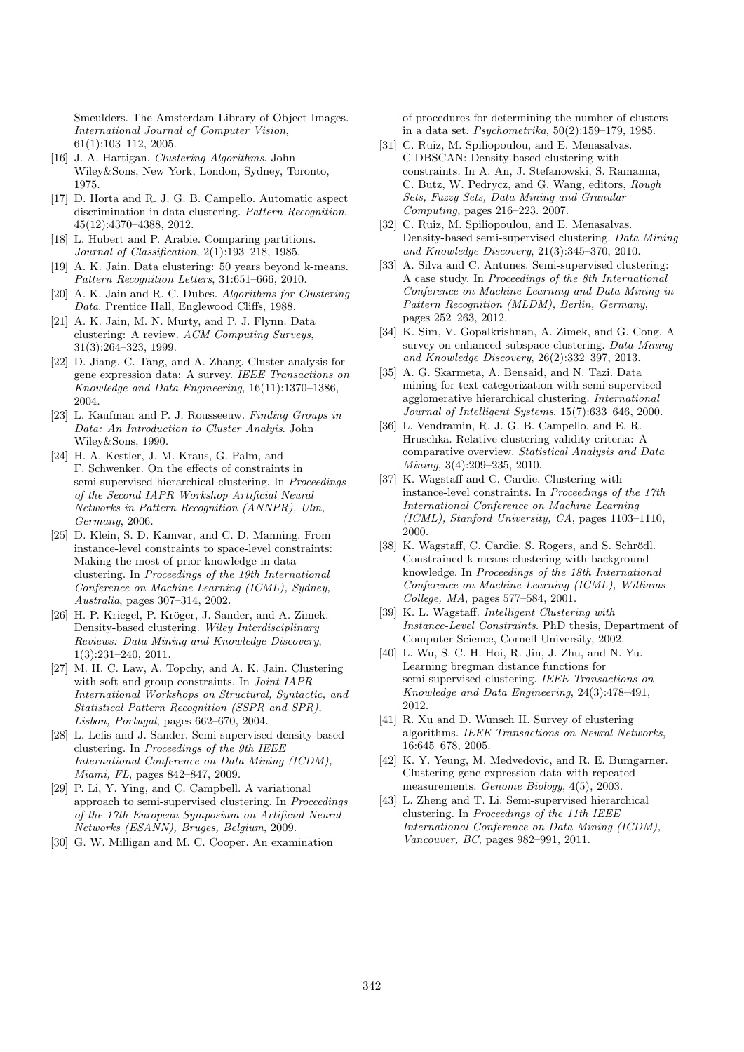Smeulders. The Amsterdam Library of Object Images. *International Journal of Computer Vision*, 61(1):103–112, 2005.

[16] J. A. Hartigan. *Clustering Algorithms*. John Wiley&Sons, New York, London, Sydney, Toronto, 1975.

[17] D. Horta and R. J. G. B. Campello. Automatic aspect discrimination in data clustering. *Pattern Recognition*, 45(12):4370–4388, 2012.

[18] L. Hubert and P. Arabie. Comparing partitions. *Journal of Classification*, 2(1):193–218, 1985.

[19] A. K. Jain. Data clustering: 50 years beyond k-means. *Pattern Recognition Letters*, 31:651–666, 2010.

[20] A. K. Jain and R. C. Dubes. *Algorithms for Clustering Data*. Prentice Hall, Englewood Cliffs, 1988.

[21] A. K. Jain, M. N. Murty, and P. J. Flynn. Data clustering: A review. *ACM Computing Surveys*, 31(3):264–323, 1999.

[22] D. Jiang, C. Tang, and A. Zhang. Cluster analysis for gene expression data: A survey. *IEEE Transactions on Knowledge and Data Engineering*, 16(11):1370–1386, 2004.

[23] L. Kaufman and P. J. Rousseeuw. *Finding Groups in Data: An Introduction to Cluster Analyis*. John Wiley&Sons, 1990.

[24] H. A. Kestler, J. M. Kraus, G. Palm, and F. Schwenker. On the effects of constraints in semi-supervised hierarchical clustering. In *Proceedings of the Second IAPR Workshop Artificial Neural Networks in Pattern Recognition (ANNPR), Ulm, Germany*, 2006.

[25] D. Klein, S. D. Kamvar, and C. D. Manning. From instance-level constraints to space-level constraints: Making the most of prior knowledge in data clustering. In *Proceedings of the 19th International Conference on Machine Learning (ICML), Sydney, Australia*, pages 307–314, 2002.

[26] H.-P. Kriegel, P. Kröger, J. Sander, and A. Zimek. Density-based clustering. *Wiley Interdisciplinary Reviews: Data Mining and Knowledge Discovery*, 1(3):231–240, 2011.

[27] M. H. C. Law, A. Topchy, and A. K. Jain. Clustering with soft and group constraints. In *Joint IAPR International Workshops on Structural, Syntactic, and Statistical Pattern Recognition (SSPR and SPR), Lisbon, Portugal*, pages 662–670, 2004.

[28] L. Lelis and J. Sander. Semi-supervised density-based clustering. In *Proceedings of the 9th IEEE International Conference on Data Mining (ICDM), Miami, FL*, pages 842–847, 2009.

[29] P. Li, Y. Ying, and C. Campbell. A variational approach to semi-supervised clustering. In *Proceedings of the 17th European Symposium on Artificial Neural Networks (ESANN), Bruges, Belgium*, 2009.

[30] G. W. Milligan and M. C. Cooper. An examination of procedures for determining the number of clusters in a data set. *Psychometrika*, 50(2):159–179, 1985.

[31] C. Ruiz, M. Spiliopoulou, and E. Menasalvas. C-DBSCAN: Density-based clustering with constraints. In A. An, J. Stefanowski, S. Ramanna, C. Butz, W. Pedrycz, and G. Wang, editors, *Rough Sets, Fuzzy Sets, Data Mining and Granular Computing*, pages 216–223. 2007.

[32] C. Ruiz, M. Spiliopoulou, and E. Menasalvas. Density-based semi-supervised clustering. *Data Mining and Knowledge Discovery*, 21(3):345–370, 2010.

[33] A. Silva and C. Antunes. Semi-supervised clustering: A case study. In *Proceedings of the 8th International Conference on Machine Learning and Data Mining in Pattern Recognition (MLDM), Berlin, Germany*, pages 252–263, 2012.

[34] K. Sim, V. Gopalkrishnan, A. Zimek, and G. Cong. A survey on enhanced subspace clustering. *Data Mining and Knowledge Discovery*, 26(2):332–397, 2013.

[35] A. G. Skarmeta, A. Bensaid, and N. Tazi. Data mining for text categorization with semi-supervised agglomerative hierarchical clustering. *International Journal of Intelligent Systems*, 15(7):633–646, 2000.

[36] L. Vendramin, R. J. G. B. Campello, and E. R. Hruschka. Relative clustering validity criteria: A comparative overview. *Statistical Analysis and Data Mining*, 3(4):209–235, 2010.

[37] K. Wagstaff and C. Cardie. Clustering with instance-level constraints. In *Proceedings of the 17th International Conference on Machine Learning (ICML), Stanford University, CA*, pages 1103–1110, 2000.

[38] K. Wagstaff, C. Cardie, S. Rogers, and S. Schrödl. Constrained k-means clustering with background knowledge. In *Proceedings of the 18th International Conference on Machine Learning (ICML), Williams College, MA*, pages 577–584, 2001.

[39] K. L. Wagstaff. *Intelligent Clustering with Instance-Level Constraints*. PhD thesis, Department of Computer Science, Cornell University, 2002.

[40] L. Wu, S. C. H. Hoi, R. Jin, J. Zhu, and N. Yu. Learning bregman distance functions for semi-supervised clustering. *IEEE Transactions on Knowledge and Data Engineering*, 24(3):478–491, 2012.

[41] R. Xu and D. Wunsch II. Survey of clustering algorithms. *IEEE Transactions on Neural Networks*, 16:645–678, 2005.

[42] K. Y. Yeung, M. Medvedovic, and R. E. Bumgarner. Clustering gene-expression data with repeated measurements. *Genome Biology*, 4(5), 2003.

[43] L. Zheng and T. Li. Semi-supervised hierarchical clustering. In *Proceedings of the 11th IEEE International Conference on Data Mining (ICDM), Vancouver, BC*, pages 982–991, 2011.